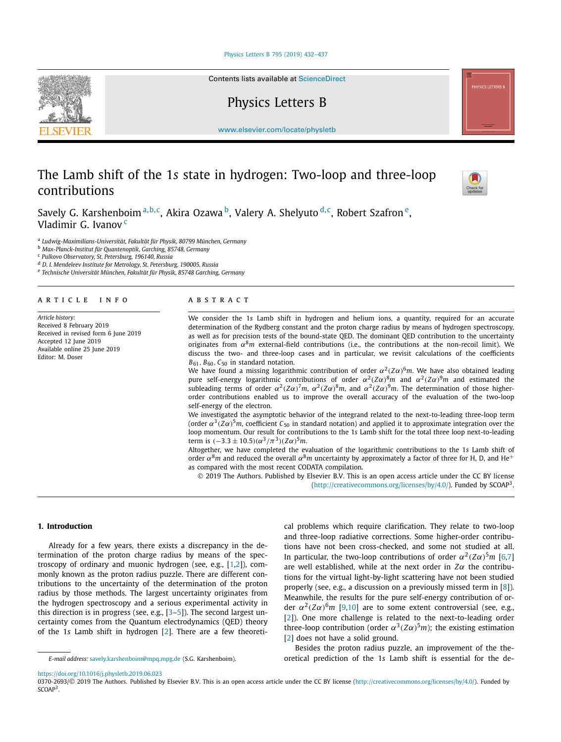# The Lamb shift of the 1*s* state in hydrogen: Two-loop and three-loop contributions

Savely G. Karshenboim [a,b,c], Akira Ozawa [b], Valery A. Shelyuto [d,c], Robert Szafron [e], Vladimir G. Ivanov [c]

[a] Ludwig-Maximilians-Universität, Fakultät für Physik, 80799 München, Germany
[b] Max-Planck-Institut für Quantenoptik, Garching, 85748, Germany
[c] Pulkovo Observatory, St. Petersburg, 196140, Russia
[d] D. I. Mendeleev Institute for Metrology, St. Petersburg, 190005, Russia
[e] Technische Universität München, Fakultät für Physik, 85748 Garching, Germany

## ARTICLE INFO

*Article history:*
Received 8 February 2019
Received in revised form 6 June 2019
Accepted 12 June 2019
Available online 25 June 2019
Editor: M. Doser

## ABSTRACT

We consider the 1*s* Lamb shift in hydrogen and helium ions, a quantity, required for an accurate determination of the Rydberg constant and the proton charge radius by means of hydrogen spectroscopy, as well as for precision tests of the bound-state QED. The dominant QED contribution to the uncertainty originates from $\alpha^8 m$ external-field contributions (i.e., the contributions at the non-recoil limit). We discuss the two- and three-loop cases and in particular, we revisit calculations of the coefficients $B_{61}$, $B_{60}$, $C_{50}$ in standard notation.

We have found a missing logarithmic contribution of order $\alpha^2(Z\alpha)^6 m$. We have also obtained leading pure self-energy logarithmic contributions of order $\alpha^2(Z\alpha)^8 m$ and $\alpha^2(Z\alpha)^9 m$ and estimated the subleading terms of order $\alpha^2(Z\alpha)^7 m$, $\alpha^2(Z\alpha)^8 m$, and $\alpha^2(Z\alpha)^9 m$. The determination of those higher-order contributions enabled us to improve the overall accuracy of the evaluation of the two-loop self-energy of the electron.

We investigated the asymptotic behavior of the integrand related to the next-to-leading three-loop term (order $\alpha^3(Z\alpha)^5 m$, coefficient $C_{50}$ in standard notation) and applied it to approximate integration over the loop momentum. Our result for contributions to the 1*s* Lamb shift for the total three loop next-to-leading term is $(-3.3 \pm 10.5)(\alpha^3/\pi^3)(Z\alpha)^5 m$.

Altogether, we have completed the evaluation of the logarithmic contributions to the 1*s* Lamb shift of order $\alpha^8 m$ and reduced the overall $\alpha^8 m$ uncertainty by approximately a factor of three for H, D, and $He^+$ as compared with the most recent CODATA compilation.

© 2019 The Authors. Published by Elsevier B.V. This is an open access article under the CC BY license (http://creativecommons.org/licenses/by/4.0/). Funded by SCOAP[3].

## 1. Introduction

Already for a few years, there exists a discrepancy in the determination of the proton charge radius by means of the spectroscopy of ordinary and muonic hydrogen (see, e.g., [1,2]), commonly known as the proton radius puzzle. There are different contributions to the uncertainty of the determination of the proton radius by those methods. The largest uncertainty originates from the hydrogen spectroscopy and a serious experimental activity in this direction is in progress (see, e.g., [3–5]). The second largest uncertainty comes from the Quantum electrodynamics (QED) theory of the 1*s* Lamb shift in hydrogen [2]. There are a few theoretical problems which require clarification. They relate to two-loop and three-loop radiative corrections. Some higher-order contributions have not been cross-checked, and some not studied at all. In particular, the two-loop contributions of order $\alpha^2(Z\alpha)^5 m$ [6,7] are well established, while at the next order in $Z\alpha$ the contributions for the virtual light-by-light scattering have not been studied properly (see, e.g., a discussion on a previously missed term in [8]). Meanwhile, the results for the pure self-energy contribution of order $\alpha^2(Z\alpha)^6 m$ [9,10] are to some extent controversial (see, e.g., [2]). One more challenge is related to the next-to-leading order three-loop contribution (order $\alpha^3(Z\alpha)^5 m$); the existing estimation [2] does not have a solid ground.

Besides the proton radius puzzle, an improvement of the theoretical prediction of the 1*s* Lamb shift is essential for the de-

*E-mail address:* savely.karshenboim@mpq.mpg.de (S.G. Karshenboim).

https://doi.org/10.1016/j.physletb.2019.06.023
0370-2693/© 2019 The Authors. Published by Elsevier B.V. This is an open access article under the CC BY license (http://creativecommons.org/licenses/by/4.0/). Funded by SCOAP[3].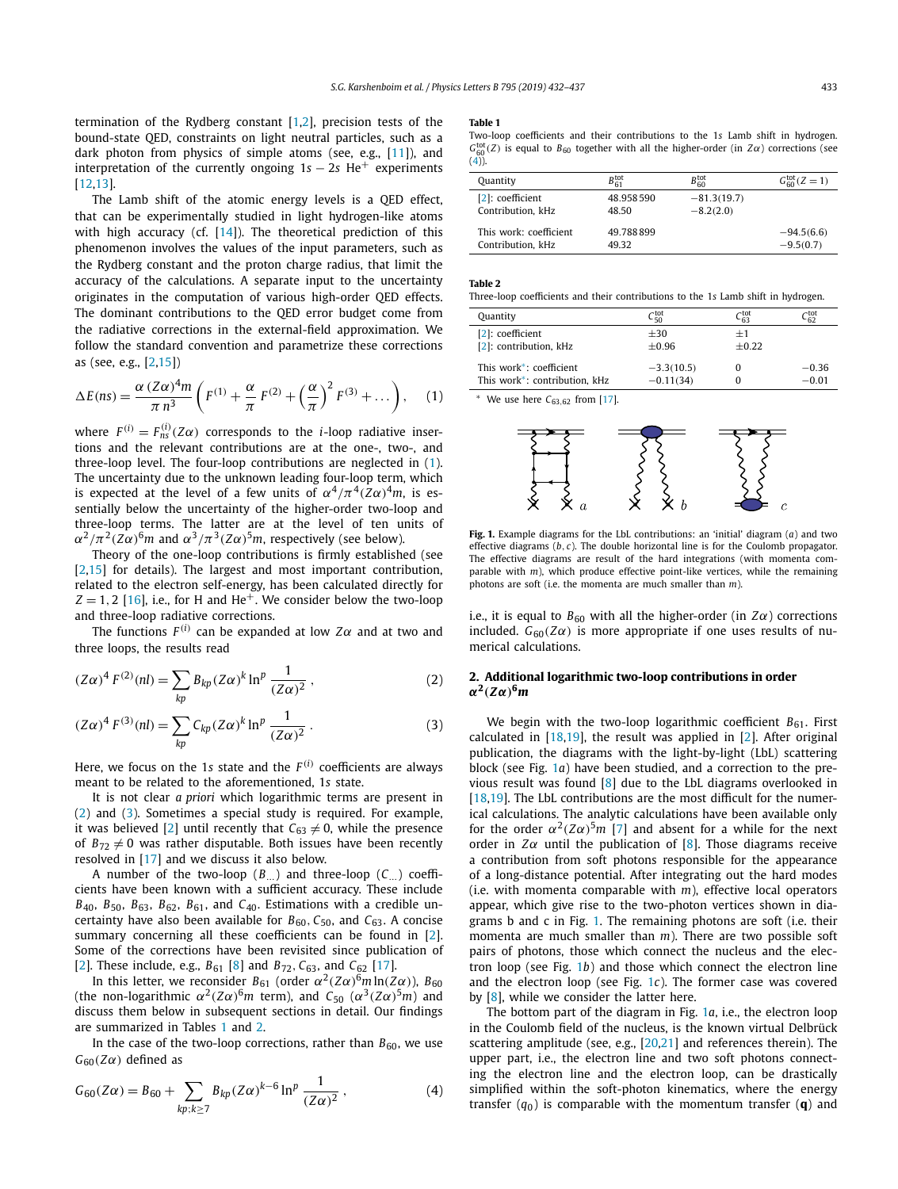termination of the Rydberg constant [1,2], precision tests of the bound-state QED, constraints on light neutral particles, such as a dark photon from physics of simple atoms (see, e.g., [11]), and interpretation of the currently ongoing $1s-2s$ $He^+$ experiments [12,13].

The Lamb shift of the atomic energy levels is a QED effect, that can be experimentally studied in light hydrogen-like atoms with high accuracy (cf. [14]). The theoretical prediction of this phenomenon involves the values of the input parameters, such as the Rydberg constant and the proton charge radius, that limit the accuracy of the calculations. A separate input to the uncertainty originates in the computation of various high-order QED effects. The dominant contributions to the QED error budget come from the radiative corrections in the external-field approximation. We follow the standard convention and parametrize these corrections as (see, e.g., [2,15])

$$\Delta E(ns) = \frac{\alpha\,(Z\alpha)^4 m}{\pi\, n^3}\left(F^{(1)} + \frac{\alpha}{\pi}\,F^{(2)} + \left(\frac{\alpha}{\pi}\right)^2 F^{(3)} + \dots\right), \quad (1)$$

where $F^{(i)} = F^{(i)}_{ns}(Z\alpha)$ corresponds to the $i$-loop radiative insertions and the relevant contributions are at the one-, two-, and three-loop level. The four-loop contributions are neglected in (1). The uncertainty due to the unknown leading four-loop term, which is expected at the level of a few units of $\alpha^4/\pi^4(Z\alpha)^4 m$, is essentially below the uncertainty of the higher-order two-loop and three-loop terms. The latter are at the level of ten units of $\alpha^2/\pi^2(Z\alpha)^6 m$ and $\alpha^3/\pi^3(Z\alpha)^5 m$, respectively (see below).

Theory of the one-loop contributions is firmly established (see [2,15] for details). The largest and most important contribution, related to the electron self-energy, has been calculated directly for $Z = 1, 2$ [16], i.e., for H and $He^+$. We consider below the two-loop and three-loop radiative corrections.

The functions $F^{(i)}$ can be expanded at low $Z\alpha$ and at two and three loops, the results read

$$(Z\alpha)^4\, F^{(2)}(nl) = \sum_{kp} B_{kp}(Z\alpha)^k \ln^p \frac{1}{(Z\alpha)^2}\,, \quad (2)$$

$$(Z\alpha)^4\, F^{(3)}(nl) = \sum_{kp} C_{kp}(Z\alpha)^k \ln^p \frac{1}{(Z\alpha)^2}\,. \quad (3)$$

Here, we focus on the $1s$ state and the $F^{(i)}$ coefficients are always meant to be related to the aforementioned, $1s$ state.

It is not clear *a priori* which logarithmic terms are present in (2) and (3). Sometimes a special study is required. For example, it was believed [2] until recently that $C_{63} \neq 0$, while the presence of $B_{72} \neq 0$ was rather disputable. Both issues have been recently resolved in [17] and we discuss it also below.

A number of the two-loop ($B_{\dots}$) and three-loop ($C_{\dots}$) coefficients have been known with a sufficient accuracy. These include $B_{40}$, $B_{50}$, $B_{63}$, $B_{62}$, $B_{61}$, and $C_{40}$. Estimations with a credible uncertainty have also been available for $B_{60}, C_{50}$, and $C_{63}$. A concise summary concerning all these coefficients can be found in [2]. Some of the corrections have been revisited since publication of [2]. These include, e.g., $B_{61}$ [8] and $B_{72}$, $C_{63}$, and $C_{62}$ [17].

In this letter, we reconsider $B_{61}$ (order $\alpha^2(Z\alpha)^6 m\ln(Z\alpha)$), $B_{60}$ (the non-logarithmic $\alpha^2(Z\alpha)^6 m$ term), and $C_{50}$ ($\alpha^3(Z\alpha)^5 m$) and discuss them below in subsequent sections in detail. Our findings are summarized in Tables 1 and 2.

In the case of the two-loop corrections, rather than $B_{60}$, we use $G_{60}(Z\alpha)$ defined as

$$G_{60}(Z\alpha) = B_{60} + \sum_{kp;k\geq 7} B_{kp}(Z\alpha)^{k-6} \ln^p \frac{1}{(Z\alpha)^2}\,, \quad (4)$$

i.e., it is equal to $B_{60}$ with all the higher-order (in $Z\alpha$) corrections included. $G_{60}(Z\alpha)$ is more appropriate if one uses results of numerical calculations.

**Table 1**
Two-loop coefficients and their contributions to the $1s$ Lamb shift in hydrogen. $G^{\rm tot}_{60}(Z)$ is equal to $B_{60}$ together with all the higher-order (in $Z\alpha$) corrections (see (4)).

| Quantity | $B^{\rm tot}_{61}$ | $B^{\rm tot}_{60}$ | $G^{\rm tot}_{60}(Z=1)$ |
|---|---|---|---|
| [2]: coefficient | 48.958 590 | −81.3(19.7) | |
| Contribution, kHz | 48.50 | −8.2(2.0) | |
| This work: coefficient | 49.788 899 | | −94.5(6.6) |
| Contribution, kHz | 49.32 | | −9.5(0.7) |

**Table 2**
Three-loop coefficients and their contributions to the $1s$ Lamb shift in hydrogen.

| Quantity | $C^{\rm tot}_{50}$ | $C^{\rm tot}_{63}$ | $C^{\rm tot}_{62}$ |
|---|---|---|---|
| [2]: coefficient | ±30 | ±1 | |
| [2]: contribution, kHz | ±0.96 | ±0.22 | |
| This work*: coefficient | −3.3(10.5) | 0 | −0.36 |
| This work*: contribution, kHz | −0.11(34) | 0 | −0.01 |

\* We use here $C_{63,62}$ from [17].

Fig. 1. Example diagrams for the LbL contributions: an 'initial' diagram ($a$) and two effective diagrams ($b$, $c$). The double horizontal line is for the Coulomb propagator. The effective diagrams are result of the hard integrations (with momenta comparable with $m$), which produce effective point-like vertices, while the remaining photons are soft (i.e. the momenta are much smaller than $m$).

## 2. Additional logarithmic two-loop contributions in order $\alpha^2(Z\alpha)^6 m$

We begin with the two-loop logarithmic coefficient $B_{61}$. First calculated in [18,19], the result was applied in [2]. After original publication, the diagrams with the light-by-light (LbL) scattering block (see Fig. 1$a$) have been studied, and a correction to the previous result was found [8] due to the LbL diagrams overlooked in [18,19]. The LbL contributions are the most difficult for the numerical calculations. The analytic calculations have been available only for the order $\alpha^2(Z\alpha)^5 m$ [7] and absent for a while for the next order in $Z\alpha$ until the publication of [8]. Those diagrams receive a contribution from soft photons responsible for the appearance of a long-distance potential. After integrating out the hard modes (i.e. with momenta comparable with $m$), effective local operators appear, which give rise to the two-photon vertices shown in diagrams b and c in Fig. 1. The remaining photons are soft (i.e. their momenta are much smaller than $m$). There are two possible soft pairs of photons, those which connect the nucleus and the electron loop (see Fig. 1$b$) and those which connect the electron line and the electron loop (see Fig. 1$c$). The former case was covered by [8], while we consider the latter here.

The bottom part of the diagram in Fig. 1$a$, i.e., the electron loop in the Coulomb field of the nucleus, is the known virtual Delbrück scattering amplitude (see, e.g., [20,21] and references therein). The upper part, i.e., the electron line and two soft photons connecting the electron line and the electron loop, can be drastically simplified within the soft-photon kinematics, where the energy transfer ($q_0$) is comparable with the momentum transfer ($\mathbf{q}$) and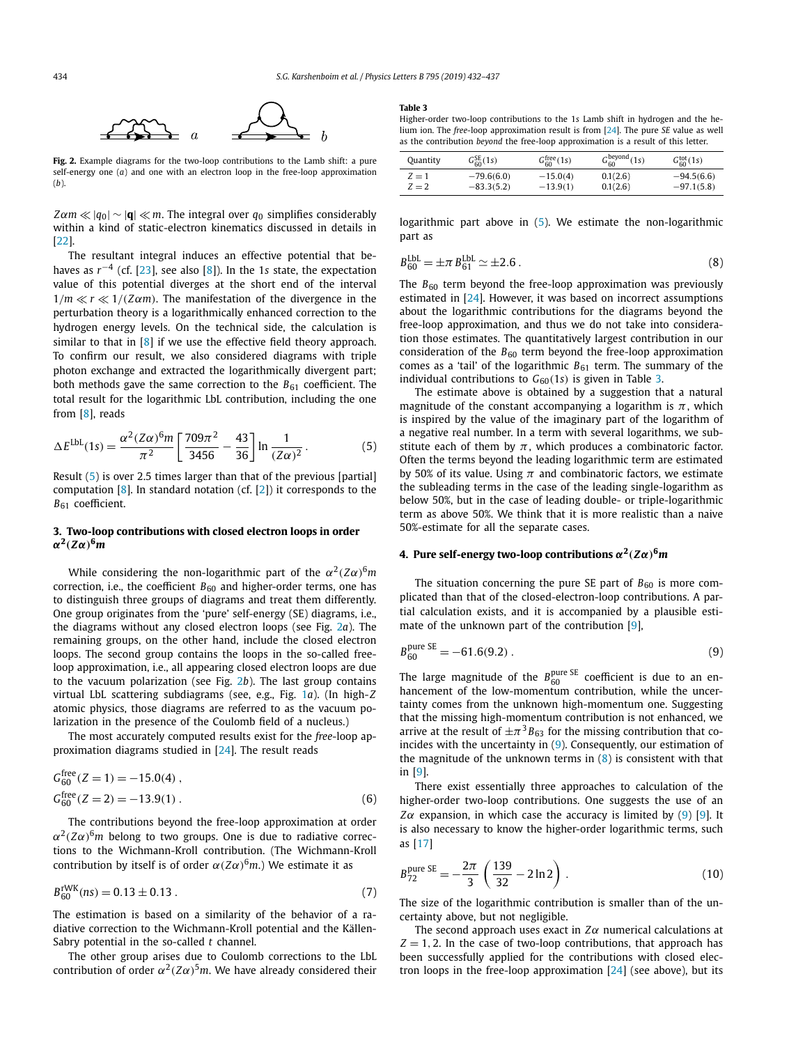**Fig. 2.** Example diagrams for the two-loop contributions to the Lamb shift: a pure self-energy one ($a$) and one with an electron loop in the free-loop approximation ($b$).

$Z\alpha m \ll |q_0| \sim |\mathbf{q}| \ll m$. The integral over $q_0$ simplifies considerably within a kind of static-electron kinematics discussed in details in [22].

The resultant integral induces an effective potential that behaves as $r^{-4}$ (cf. [23], see also [8]). In the 1$s$ state, the expectation value of this potential diverges at the short end of the interval $1/m \ll r \ll 1/(Z\alpha m)$. The manifestation of the divergence in the perturbation theory is a logarithmically enhanced correction to the hydrogen energy levels. On the technical side, the calculation is similar to that in [8] if we use the effective field theory approach. To confirm our result, we also considered diagrams with triple photon exchange and extracted the logarithmically divergent part; both methods gave the same correction to the $B_{61}$ coefficient. The total result for the logarithmic LbL contribution, including the one from [8], reads

$$\Delta E^{\rm LbL}(1s) = \frac{\alpha^2 (Z\alpha)^6 m}{\pi^2}\left[\frac{709\pi^2}{3456} - \frac{43}{36}\right] \ln\frac{1}{(Z\alpha)^2}\,. \tag{5}$$

Result (5) is over 2.5 times larger than that of the previous [partial] computation [8]. In standard notation (cf. [2]) it corresponds to the $B_{61}$ coefficient.

## 3. Two-loop contributions with closed electron loops in order $\alpha^2(Z\alpha)^6 m$

While considering the non-logarithmic part of the $\alpha^2(Z\alpha)^6 m$ correction, i.e., the coefficient $B_{60}$ and higher-order terms, one has to distinguish three groups of diagrams and treat them differently. One group originates from the 'pure' self-energy (SE) diagrams, i.e., the diagrams without any closed electron loops (see Fig. 2$a$). The remaining groups, on the other hand, include the closed electron loops. The second group contains the loops in the so-called free-loop approximation, i.e., all appearing closed electron loops are due to the vacuum polarization (see Fig. 2$b$). The last group contains virtual LbL scattering subdiagrams (see, e.g., Fig. 1$a$). (In high-$Z$ atomic physics, those diagrams are referred to as the vacuum polarization in the presence of the Coulomb field of a nucleus.)

The most accurately computed results exist for the *free*-loop approximation diagrams studied in [24]. The result reads

$$G_{60}^{\rm free}(Z=1) = -15.0(4)\,,$$
$$G_{60}^{\rm free}(Z=2) = -13.9(1)\,. \tag{6}$$

The contributions beyond the free-loop approximation at order $\alpha^2(Z\alpha)^6 m$ belong to two groups. One is due to radiative corrections to the Wichmann-Kroll contribution. (The Wichmann-Kroll contribution by itself is of order $\alpha(Z\alpha)^6 m$.) We estimate it as

$$B_{60}^{\rm rWK}(ns) = 0.13 \pm 0.13\,. \tag{7}$$

The estimation is based on a similarity of the behavior of a radiative correction to the Wichmann-Kroll potential and the Källen-Sabry potential in the so-called $t$ channel.

The other group arises due to Coulomb corrections to the LbL contribution of order $\alpha^2(Z\alpha)^5 m$. We have already considered their logarithmic part above in (5). We estimate the non-logarithmic part as

$$B_{60}^{\rm LbL} = \pm\pi\, B_{61}^{\rm LbL} \simeq \pm 2.6\,. \tag{8}$$

The $B_{60}$ term beyond the free-loop approximation was previously estimated in [24]. However, it was based on incorrect assumptions about the logarithmic contributions for the diagrams beyond the free-loop approximation, and thus we do not take into consideration those estimates. The quantitatively largest contribution in our consideration of the $B_{60}$ term beyond the free-loop approximation comes as a 'tail' of the logarithmic $B_{61}$ term. The summary of the individual contributions to $G_{60}(1s)$ is given in Table 3.

**Table 3**
Higher-order two-loop contributions to the 1$s$ Lamb shift in hydrogen and the helium ion. The *free*-loop approximation result is from [24]. The pure *SE* value as well as the contribution *beyond* the free-loop approximation is a result of this letter.

| Quantity | $G_{60}^{\rm SE}(1s)$ | $G_{60}^{\rm free}(1s)$ | $G_{60}^{\rm beyond}(1s)$ | $G_{60}^{\rm tot}(1s)$ |
|---|---|---|---|---|
| $Z=1$ | $-79.6(6.0)$ | $-15.0(4)$ | $0.1(2.6)$ | $-94.5(6.6)$ |
| $Z=2$ | $-83.3(5.2)$ | $-13.9(1)$ | $0.1(2.6)$ | $-97.1(5.8)$ |

The estimate above is obtained by a suggestion that a natural magnitude of the constant accompanying a logarithm is $\pi$, which is inspired by the value of the imaginary part of the logarithm of a negative real number. In a term with several logarithms, we substitute each of them by $\pi$, which produces a combinatoric factor. Often the terms beyond the leading logarithmic term are estimated by 50% of its value. Using $\pi$ and combinatoric factors, we estimate the subleading terms in the case of the leading single-logarithm as below 50%, but in the case of leading double- or triple-logarithmic term as above 50%. We think that it is more realistic than a naive 50%-estimate for all the separate cases.

## 4. Pure self-energy two-loop contributions $\alpha^2(Z\alpha)^6 m$

The situation concerning the pure SE part of $B_{60}$ is more complicated than that of the closed-electron-loop contributions. A partial calculation exists, and it is accompanied by a plausible estimate of the unknown part of the contribution [9],

$$B_{60}^{\rm pure\ SE} = -61.6(9.2)\,. \tag{9}$$

The large magnitude of the $B_{60}^{\rm pure\ SE}$ coefficient is due to an enhancement of the low-momentum contribution, while the uncertainty comes from the unknown high-momentum one. Suggesting that the missing high-momentum contribution is not enhanced, we arrive at the result of $\pm\pi^3 B_{63}$ for the missing contribution that coincides with the uncertainty in (9). Consequently, our estimation of the magnitude of the unknown terms in (8) is consistent with that in [9].

There exist essentially three approaches to calculation of the higher-order two-loop contributions. One suggests the use of an $Z\alpha$ expansion, in which case the accuracy is limited by (9) [9]. It is also necessary to know the higher-order logarithmic terms, such as [17]

$$B_{72}^{\rm pure\ SE} = -\frac{2\pi}{3}\left(\frac{139}{32} - 2\ln 2\right)\,. \tag{10}$$

The size of the logarithmic contribution is smaller than of the uncertainty above, but not negligible.

The second approach uses exact in $Z\alpha$ numerical calculations at $Z=1,2$. In the case of two-loop contributions, that approach has been successfully applied for the contributions with closed electron loops in the free-loop approximation [24] (see above), but its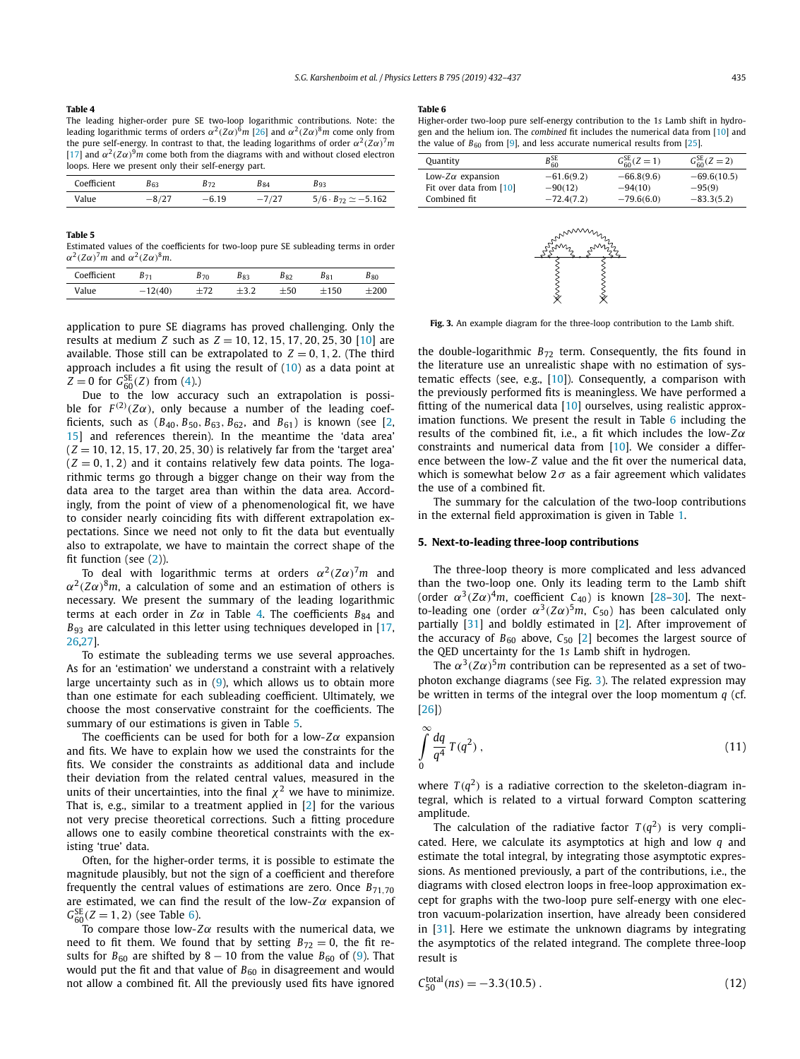**Table 4**
The leading higher-order pure SE two-loop logarithmic contributions. Note: the leading logarithmic terms of orders $\alpha^2(Z\alpha)^6m$ [26] and $\alpha^2(Z\alpha)^8m$ come only from the pure self-energy. In contrast to that, the leading logarithms of order $\alpha^2(Z\alpha)^7m$ [17] and $\alpha^2(Z\alpha)^9m$ come both from the diagrams with and without closed electron loops. Here we present only their self-energy part.

| Coefficient | $B_{63}$ | $B_{72}$ | $B_{84}$ | $B_{93}$ |
|---|---|---|---|---|
| Value | $-8/27$ | $-6.19$ | $-7/27$ | $5/6 \cdot B_{72} \simeq -5.162$ |

**Table 5**
Estimated values of the coefficients for two-loop pure SE subleading terms in order $\alpha^2(Z\alpha)^7m$ and $\alpha^2(Z\alpha)^8m$.

| Coefficient | $B_{71}$ | $B_{70}$ | $B_{83}$ | $B_{82}$ | $B_{81}$ | $B_{80}$ |
|---|---|---|---|---|---|---|
| Value | $-12(40)$ | $\pm 72$ | $\pm 3.2$ | $\pm 50$ | $\pm 150$ | $\pm 200$ |

application to pure SE diagrams has proved challenging. Only the results at medium $Z$ such as $Z = 10, 12, 15, 17, 20, 25, 30$ [10] are available. Those still can be extrapolated to $Z = 0, 1, 2$. (The third approach includes a fit using the result of (10) as a data point at $Z = 0$ for $G_{60}^{\rm SE}(Z)$ from (4).)

Due to the low accuracy such an extrapolation is possible for $F^{(2)}(Z\alpha)$, only because a number of the leading coefficients, such as ($B_{40}, B_{50}, B_{63}, B_{62}$, and $B_{61}$) is known (see [2, 15] and references therein). In the meantime the 'data area' ($Z = 10, 12, 15, 17, 20, 25, 30$) is relatively far from the 'target area' ($Z = 0, 1, 2$) and it contains relatively few data points. The logarithmic terms go through a bigger change on their way from the data area to the target area than within the data area. Accordingly, from the point of view of a phenomenological fit, we have to consider nearly coinciding fits with different extrapolation expectations. Since we need not only to fit the data but eventually also to extrapolate, we have to maintain the correct shape of the fit function (see (2)).

To deal with logarithmic terms at orders $\alpha^2(Z\alpha)^7m$ and $\alpha^2(Z\alpha)^8m$, a calculation of some and an estimation of others is necessary. We present the summary of the leading logarithmic terms at each order in $Z\alpha$ in Table 4. The coefficients $B_{84}$ and $B_{93}$ are calculated in this letter using techniques developed in [17, 26,27].

To estimate the subleading terms we use several approaches. As for an 'estimation' we understand a constraint with a relatively large uncertainty such as in (9), which allows us to obtain more than one estimate for each subleading coefficient. Ultimately, we choose the most conservative constraint for the coefficients. The summary of our estimations is given in Table 5.

The coefficients can be used for both for a low-$Z\alpha$ expansion and fits. We have to explain how we used the constraints for the fits. We consider the constraints as additional data and include their deviation from the related central values, measured in the units of their uncertainties, into the final $\chi^2$ we have to minimize. That is, e.g., similar to a treatment applied in [2] for the various not very precise theoretical corrections. Such a fitting procedure allows one to easily combine theoretical constraints with the existing 'true' data.

Often, for the higher-order terms, it is possible to estimate the magnitude plausibly, but not the sign of a coefficient and therefore frequently the central values of estimations are zero. Once $B_{71,70}$ are estimated, we can find the result of the low-$Z\alpha$ expansion of $G_{60}^{\rm SE}(Z = 1, 2)$ (see Table 6).

To compare those low-$Z\alpha$ results with the numerical data, we need to fit them. We found that by setting $B_{72} = 0$, the fit results for $B_{60}$ are shifted by $8 - 10$ from the value $B_{60}$ of (9). That would put the fit and that value of $B_{60}$ in disagreement and would not allow a combined fit. All the previously used fits have ignored the double-logarithmic $B_{72}$ term. Consequently, the fits found in the literature use an unrealistic shape with no estimation of systematic effects (see, e.g., [10]). Consequently, a comparison with the previously performed fits is meaningless. We have performed a fitting of the numerical data [10] ourselves, using realistic approximation functions. We present the result in Table 6 including the results of the combined fit, i.e., a fit which includes the low-$Z\alpha$ constraints and numerical data from [10]. We consider a difference between the low-$Z$ value and the fit over the numerical data, which is somewhat below $2\sigma$ as a fair agreement which validates the use of a combined fit.

**Table 6**
Higher-order two-loop pure self-energy contribution to the $1s$ Lamb shift in hydrogen and the helium ion. The *combined* fit includes the numerical data from [10] and the value of $B_{60}$ from [9], and less accurate numerical results from [25].

| Quantity | $B_{60}^{\rm SE}$ | $G_{60}^{\rm SE}(Z=1)$ | $G_{60}^{\rm SE}(Z=2)$ |
|---|---|---|---|
| Low-$Z\alpha$ expansion | $-61.6(9.2)$ | $-66.8(9.6)$ | $-69.6(10.5)$ |
| Fit over data from [10] | $-90(12)$ | $-94(10)$ | $-95(9)$ |
| Combined fit | $-72.4(7.2)$ | $-79.6(6.0)$ | $-83.3(5.2)$ |

**Fig. 3.** An example diagram for the three-loop contribution to the Lamb shift.

The summary for the calculation of the two-loop contributions in the external field approximation is given in Table 1.

## 5. Next-to-leading three-loop contributions

The three-loop theory is more complicated and less advanced than the two-loop one. Only its leading term to the Lamb shift (order $\alpha^3(Z\alpha)^4m$, coefficient $C_{40}$) is known [28–30]. The next-to-leading one (order $\alpha^3(Z\alpha)^5m$, $C_{50}$) has been calculated only partially [31] and boldly estimated in [2]. After improvement of the accuracy of $B_{60}$ above, $C_{50}$ [2] becomes the largest source of the QED uncertainty for the $1s$ Lamb shift in hydrogen.

The $\alpha^3(Z\alpha)^5m$ contribution can be represented as a set of two-photon exchange diagrams (see Fig. 3). The related expression may be written in terms of the integral over the loop momentum $q$ (cf. [26])

$$\int_0^\infty \frac{dq}{q^4}\, T(q^2)\,, \tag{11}$$

where $T(q^2)$ is a radiative correction to the skeleton-diagram integral, which is related to a virtual forward Compton scattering amplitude.

The calculation of the radiative factor $T(q^2)$ is very complicated. Here, we calculate its asymptotics at high and low $q$ and estimate the total integral, by integrating those asymptotic expressions. As mentioned previously, a part of the contributions, i.e., the diagrams with closed electron loops in free-loop approximation except for graphs with the two-loop pure self-energy with one electron vacuum-polarization insertion, have already been considered in [31]. Here we estimate the unknown diagrams by integrating the asymptotics of the related integrand. The complete three-loop result is

$$C_{50}^{\rm total}(ns) = -3.3(10.5)\,. \tag{12}$$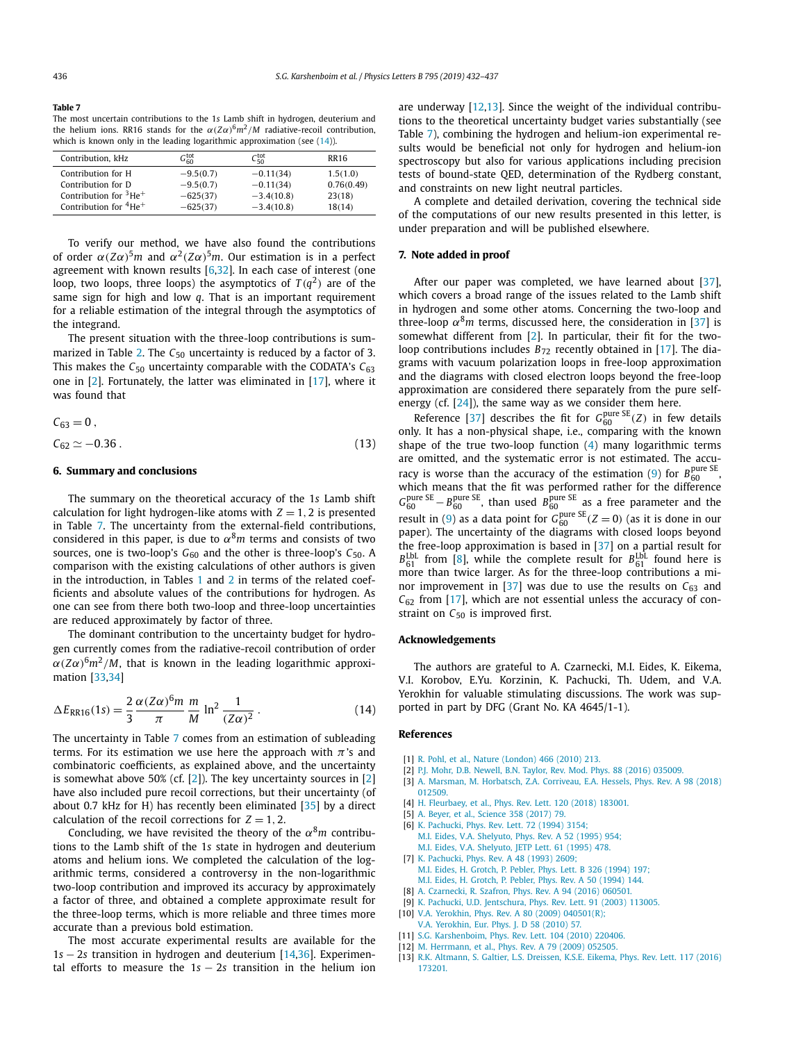**Table 7**
The most uncertain contributions to the 1*s* Lamb shift in hydrogen, deuterium and the helium ions. RR16 stands for the $\alpha(Z\alpha)^6m^2/M$ radiative-recoil contribution, which is known only in the leading logarithmic approximation (see (14)).

| Contribution, kHz | $G_{60}^{\rm tot}$ | $C_{50}^{\rm tot}$ | RR16 |
|---|---|---|---|
| Contribution for H | −9.5(0.7) | −0.11(34) | 1.5(1.0) |
| Contribution for D | −9.5(0.7) | −0.11(34) | 0.76(0.49) |
| Contribution for $^3$He$^+$ | −625(37) | −3.4(10.8) | 23(18) |
| Contribution for $^4$He$^+$ | −625(37) | −3.4(10.8) | 18(14) |

To verify our method, we have also found the contributions of order $\alpha(Z\alpha)^5m$ and $\alpha^2(Z\alpha)^5m$. Our estimation is in a perfect agreement with known results [6,32]. In each case of interest (one loop, two loops, three loops) the asymptotics of $T(q^2)$ are of the same sign for high and low $q$. That is an important requirement for a reliable estimation of the integral through the asymptotics of the integrand.

The present situation with the three-loop contributions is summarized in Table 2. The $C_{50}$ uncertainty is reduced by a factor of 3. This makes the $C_{50}$ uncertainty comparable with the CODATA's $C_{63}$ one in [2]. Fortunately, the latter was eliminated in [17], where it was found that

$$C_{63} = 0\,,$$
$$C_{62} \simeq -0.36\,. \tag{13}$$

## 6. Summary and conclusions

The summary on the theoretical accuracy of the 1*s* Lamb shift calculation for light hydrogen-like atoms with $Z = 1, 2$ is presented in Table 7. The uncertainty from the external-field contributions, considered in this paper, is due to $\alpha^8m$ terms and consists of two sources, one is two-loop's $G_{60}$ and the other is three-loop's $C_{50}$. A comparison with the existing calculations of other authors is given in the introduction, in Tables 1 and 2 in terms of the related coefficients and absolute values of the contributions for hydrogen. As one can see from there both two-loop and three-loop uncertainties are reduced approximately by factor of three.

The dominant contribution to the uncertainty budget for hydrogen currently comes from the radiative-recoil contribution of order $\alpha(Z\alpha)^6m^2/M$, that is known in the leading logarithmic approximation [33,34]

$$\Delta E_{\rm RR16}(1s) = \frac{2}{3}\frac{\alpha(Z\alpha)^6m}{\pi}\,\frac{m}{M}\,\ln^2\frac{1}{(Z\alpha)^2}\,. \tag{14}$$

The uncertainty in Table 7 comes from an estimation of subleading terms. For its estimation we use here the approach with $\pi$'s and combinatoric coefficients, as explained above, and the uncertainty is somewhat above 50% (cf. [2]). The key uncertainty sources in [2] have also included pure recoil corrections, but their uncertainty (of about 0.7 kHz for H) has recently been eliminated [35] by a direct calculation of the recoil corrections for $Z = 1, 2$.

Concluding, we have revisited the theory of the $\alpha^8m$ contributions to the Lamb shift of the 1*s* state in hydrogen and deuterium atoms and helium ions. We completed the calculation of the logarithmic terms, considered a controversy in the non-logarithmic two-loop contribution and improved its accuracy by approximately a factor of three, and obtained a complete approximate result for the three-loop terms, which is more reliable and three times more accurate than a previous bold estimation.

The most accurate experimental results are available for the $1s - 2s$ transition in hydrogen and deuterium [14,36]. Experimental efforts to measure the $1s - 2s$ transition in the helium ion are underway [12,13]. Since the weight of the individual contributions to the theoretical uncertainty budget varies substantially (see Table 7), combining the hydrogen and helium-ion experimental results would be beneficial not only for hydrogen and helium-ion spectroscopy but also for various applications including precision tests of bound-state QED, determination of the Rydberg constant, and constraints on new light neutral particles.

A complete and detailed derivation, covering the technical side of the computations of our new results presented in this letter, is under preparation and will be published elsewhere.

## 7. Note added in proof

After our paper was completed, we have learned about [37], which covers a broad range of the issues related to the Lamb shift in hydrogen and some other atoms. Concerning the two-loop and three-loop $\alpha^8m$ terms, discussed here, the consideration in [37] is somewhat different from [2]. In particular, their fit for the two-loop contributions includes $B_{72}$ recently obtained in [17]. The diagrams with vacuum polarization loops in free-loop approximation and the diagrams with closed electron loops beyond the free-loop approximation are considered there separately from the pure self-energy (cf. [24]), the same way as we consider them here.

Reference [37] describes the fit for $G_{60}^{\rm pure\ SE}(Z)$ in few details only. It has a non-physical shape, i.e., comparing with the known shape of the true two-loop function (4) many logarithmic terms are omitted, and the systematic error is not estimated. The accuracy is worse than the accuracy of the estimation (9) for $B_{60}^{\rm pure\ SE}$, which means that the fit was performed rather for the difference $G_{60}^{\rm pure\ SE} - B_{60}^{\rm pure\ SE}$, than used $B_{60}^{\rm pure\ SE}$ as a free parameter and the result in (9) as a data point for $G_{60}^{\rm pure\ SE}(Z=0)$ (as it is done in our paper). The uncertainty of the diagrams with closed loops beyond the free-loop approximation is based in [37] on a partial result for $B_{61}^{\rm LbL}$ from [8], while the complete result for $B_{61}^{\rm LbL}$ found here is more than twice larger. As for the three-loop contributions a minor improvement in [37] was due to use the results on $C_{63}$ and $C_{62}$ from [17], which are not essential unless the accuracy of constraint on $C_{50}$ is improved first.

## Acknowledgements

The authors are grateful to A. Czarnecki, M.I. Eides, K. Eikema, V.I. Korobov, E.Yu. Korzinin, K. Pachucki, Th. Udem, and V.A. Yerokhin for valuable stimulating discussions. The work was supported in part by DFG (Grant No. KA 4645/1-1).

## References

[1] R. Pohl, et al., Nature (London) 466 (2010) 213.
[2] P.J. Mohr, D.B. Newell, B.N. Taylor, Rev. Mod. Phys. 88 (2016) 035009.
[3] A. Marsman, M. Horbatsch, Z.A. Corriveau, E.A. Hessels, Phys. Rev. A 98 (2018) 012509.
[4] H. Fleurbaey, et al., Phys. Rev. Lett. 120 (2018) 183001.
[5] A. Beyer, et al., Science 358 (2017) 79.
[6] K. Pachucki, Phys. Rev. Lett. 72 (1994) 3154;
M.I. Eides, V.A. Shelyuto, Phys. Rev. A 52 (1995) 954;
M.I. Eides, V.A. Shelyuto, JETP Lett. 61 (1995) 478.
[7] K. Pachucki, Phys. Rev. A 48 (1993) 2609;
M.I. Eides, H. Grotch, P. Pebler, Phys. Lett. B 326 (1994) 197;
M.I. Eides, H. Grotch, P. Pebler, Phys. Rev. A 50 (1994) 144.
[8] A. Czarnecki, R. Szafron, Phys. Rev. A 94 (2016) 060501.
[9] K. Pachucki, U.D. Jentschura, Phys. Rev. Lett. 91 (2003) 113005.
[10] V.A. Yerokhin, Phys. Rev. A 80 (2009) 040501(R);
V.A. Yerokhin, Eur. Phys. J. D 58 (2010) 57.
[11] S.G. Karshenboim, Phys. Rev. Lett. 104 (2010) 220406.
[12] M. Herrmann, et al., Phys. Rev. A 79 (2009) 052505.
[13] R.K. Altmann, S. Galtier, L.S. Dreissen, K.S.E. Eikema, Phys. Rev. Lett. 117 (2016) 173201.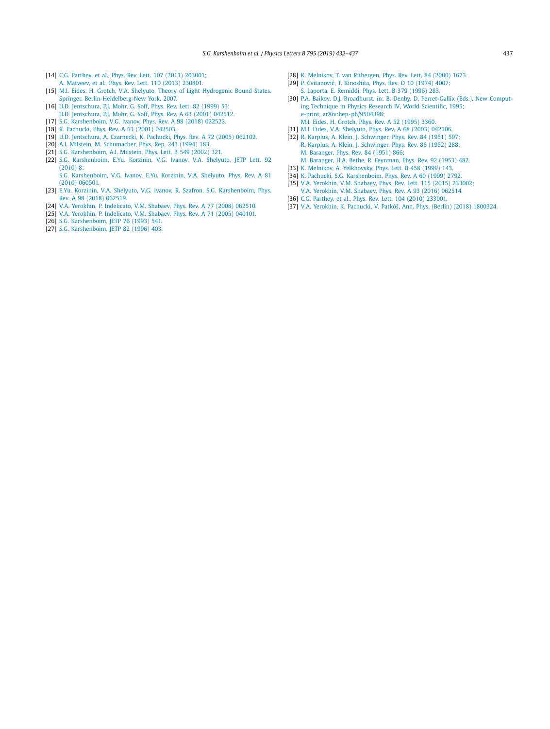[14] C.G. Parthey, et al., Phys. Rev. Lett. 107 (2011) 203001;
A. Matveev, et al., Phys. Rev. Lett. 110 (2013) 230801.

[15] M.I. Eides, H. Grotch, V.A. Shelyuto, Theory of Light Hydrogenic Bound States, Springer, Berlin-Heidelberg-New York, 2007.

[16] U.D. Jentschura, P.J. Mohr, G. Soff, Phys. Rev. Lett. 82 (1999) 53;
U.D. Jentschura, P.J. Mohr, G. Soff, Phys. Rev. A 63 (2001) 042512.

[17] S.G. Karshenboim, V.G. Ivanov, Phys. Rev. A 98 (2018) 022522.

[18] K. Pachucki, Phys. Rev. A 63 (2001) 042503.

[19] U.D. Jentschura, A. Czarnecki, K. Pachucki, Phys. Rev. A 72 (2005) 062102.

[20] A.I. Milstein, M. Schumacher, Phys. Rep. 243 (1994) 183.

[21] S.G. Karshenboim, A.I. Milstein, Phys. Lett. B 549 (2002) 321.

[22] S.G. Karshenboim, E.Yu. Korzinin, V.G. Ivanov, V.A. Shelyuto, JETP Lett. 92 (2010) 8;
S.G. Karshenboim, V.G. Ivanov, E.Yu. Korzinin, V.A. Shelyuto, Phys. Rev. A 81 (2010) 060501.

[23] E.Yu. Korzinin, V.A. Shelyuto, V.G. Ivanov, R. Szafron, S.G. Karshenboim, Phys. Rev. A 98 (2018) 062519.

[24] V.A. Yerokhin, P. Indelicato, V.M. Shabaev, Phys. Rev. A 77 (2008) 062510.

[25] V.A. Yerokhin, P. Indelicato, V.M. Shabaev, Phys. Rev. A 71 (2005) 040101.

[26] S.G. Karshenboim, JETP 76 (1993) 541.

[27] S.G. Karshenboim, JETP 82 (1996) 403.

[28] K. Melnikov, T. van Ritbergen, Phys. Rev. Lett. 84 (2000) 1673.

[29] P. Cvitanović, T. Kinoshita, Phys. Rev. D 10 (1974) 4007;
S. Laporta, E. Remiddi, Phys. Lett. B 379 (1996) 283.

[30] P.A. Baikov, D.J. Broadhurst, in: B. Denby, D. Perret-Gallix (Eds.), New Computing Technique in Physics Research IV, World Scientific, 1995;
e-print, arXiv:hep-ph/9504398;
M.I. Eides, H. Grotch, Phys. Rev. A 52 (1995) 3360.

[31] M.I. Eides, V.A. Shelyuto, Phys. Rev. A 68 (2003) 042106.

[32] R. Karplus, A. Klein, J. Schwinger, Phys. Rev. 84 (1951) 597;
R. Karplus, A. Klein, J. Schwinger, Phys. Rev. 86 (1952) 288;
M. Baranger, Phys. Rev. 84 (1951) 866;
M. Baranger, H.A. Bethe, R. Feynman, Phys. Rev. 92 (1953) 482.

[33] K. Melnikov, A. Yelkhovsky, Phys. Lett. B 458 (1999) 143.

[34] K. Pachucki, S.G. Karshenboim, Phys. Rev. A 60 (1999) 2792.

[35] V.A. Yerokhin, V.M. Shabaev, Phys. Rev. Lett. 115 (2015) 233002;
V.A. Yerokhin, V.M. Shabaev, Phys. Rev. A 93 (2016) 062514.

[36] C.G. Parthey, et al., Phys. Rev. Lett. 104 (2010) 233001.

[37] V.A. Yerokhin, K. Pachucki, V. Patkóš, Ann. Phys. (Berlin) (2018) 1800324.